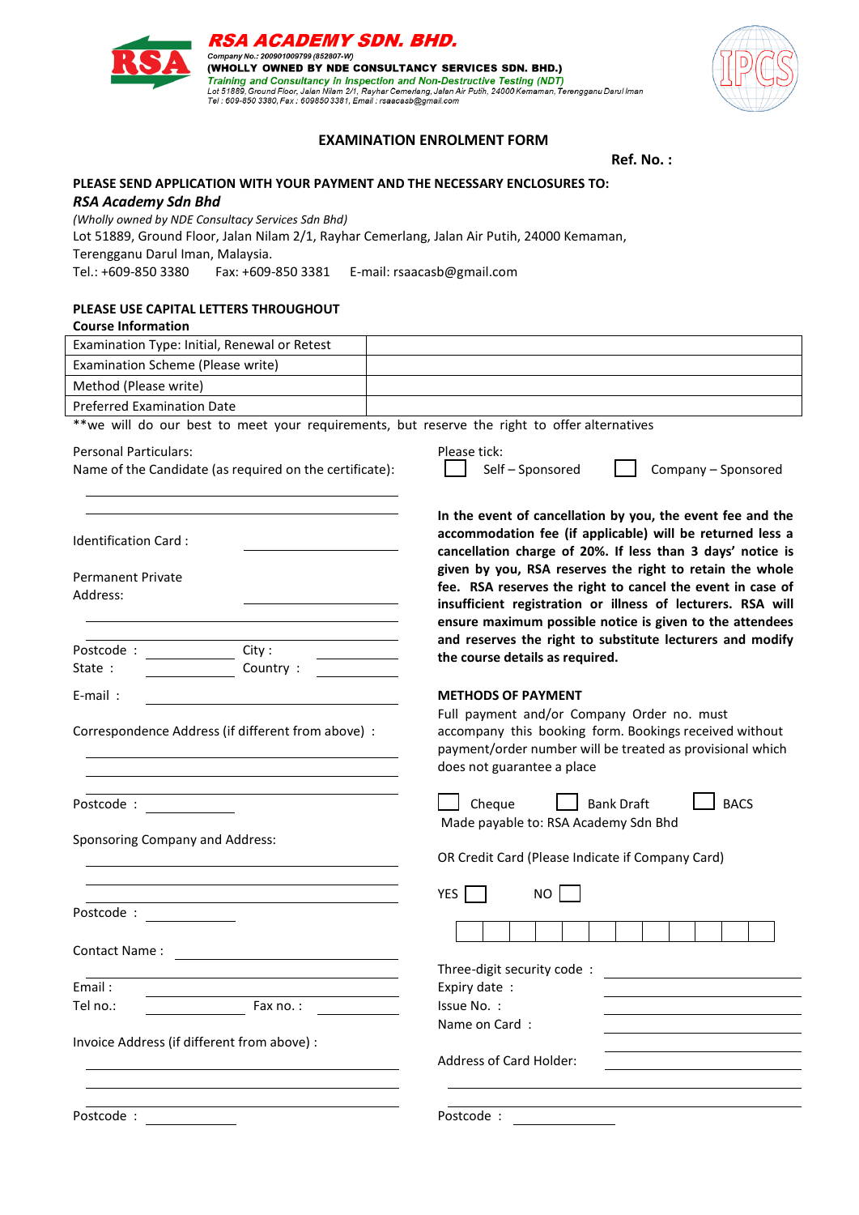**RSA ACADEMY SDN. BHD.**
*Company No.: 200901009799 (852807-W)*
**(WHOLLY OWNED BY NDE CONSULTANCY SERVICES SDN. BHD.)**
*Training and Consultancy in Inspection and Non-Destructive Testing (NDT)*
*Lot 51889, Ground Floor, Jalan Nilam 2/1, Rayhar Cemerlang, Jalan Air Putih, 24000 Kemaman, Terengganu Darul Iman*
*Tel : 609-850 3380, Fax : 609850 3381, Email : rsaacasb@gmail.com*

# EXAMINATION ENROLMENT FORM

**Ref. No. :**

**PLEASE SEND APPLICATION WITH YOUR PAYMENT AND THE NECESSARY ENCLOSURES TO:**
***RSA Academy Sdn Bhd***
*(Wholly owned by NDE Consultacy Services Sdn Bhd)*
Lot 51889, Ground Floor, Jalan Nilam 2/1, Rayhar Cemerlang, Jalan Air Putih, 24000 Kemaman,
Terengganu Darul Iman, Malaysia.
Tel.: +609-850 3380 Fax: +609-850 3381 E-mail: rsaacasb@gmail.com

**PLEASE USE CAPITAL LETTERS THROUGHOUT**

**Course Information**

| Examination Type: Initial, Renewal or Retest | |
|---|---|
| Examination Scheme (Please write) | |
| Method (Please write) | |
| Preferred Examination Date | |

**we will do our best to meet your requirements, but reserve the right to offer alternatives

Personal Particulars:
Name of the Candidate (as required on the certificate): ____________________

____________________

Identification Card : ____________________

Permanent Private Address: ____________________

____________________

____________________

Postcode : __________ City : __________
State : __________ Country : __________

E-mail : ____________________

Correspondence Address (if different from above) :

____________________

____________________

____________________

Postcode : __________

Sponsoring Company and Address:

____________________

____________________

____________________

Postcode : __________

Contact Name : ____________________

____________________

Email : ____________________
Tel no.: __________ Fax no. : __________

Invoice Address (if different from above) :

____________________

____________________

____________________

Postcode : __________

Please tick:
☐ Self – Sponsored ☐ Company – Sponsored

**In the event of cancellation by you, the event fee and the accommodation fee (if applicable) will be returned less a cancellation charge of 20%. If less than 3 days' notice is given by you, RSA reserves the right to retain the whole fee. RSA reserves the right to cancel the event in case of insufficient registration or illness of lecturers. RSA will ensure maximum possible notice is given to the attendees and reserves the right to substitute lecturers and modify the course details as required.**

**METHODS OF PAYMENT**

Full payment and/or Company Order no. must accompany this booking form. Bookings received without payment/order number will be treated as provisional which does not guarantee a place

☐ Cheque ☐ Bank Draft ☐ BACS

Made payable to: RSA Academy Sdn Bhd

OR Credit Card (Please Indicate if Company Card)

YES ☐ NO ☐

| | | | | | | | | | | | |
|---|---|---|---|---|---|---|---|---|---|---|---|

Three-digit security code : ____________________
Expiry date : ____________________
Issue No. : ____________________
Name on Card : ____________________

____________________

Address of Card Holder: ____________________

____________________

____________________

Postcode : __________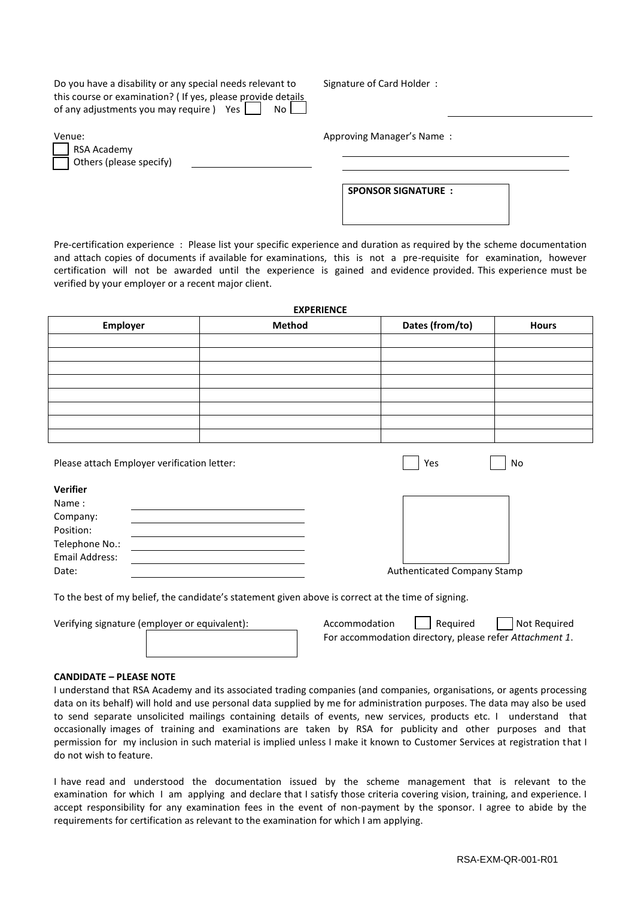Do you have a disability or any special needs relevant to this course or examination? ( If yes, please provide details of any adjustments you may require ) Yes ☐ No ☐

Signature of Card Holder : ______________________

Venue:

☐ RSA Academy

☐ Others (please specify) ______________________

Approving Manager's Name : ______________________

**SPONSOR SIGNATURE :**

Pre-certification experience : Please list your specific experience and duration as required by the scheme documentation and attach copies of documents if available for examinations, this is not a pre-requisite for examination, however certification will not be awarded until the experience is gained and evidence provided. This experience must be verified by your employer or a recent major client.

**EXPERIENCE**

| Employer | Method | Dates (from/to) | Hours |
|---|---|---|---|
| | | | |
| | | | |
| | | | |
| | | | |
| | | | |
| | | | |
| | | | |
| | | | |

Please attach Employer verification letter: ☐ Yes ☐ No

**Verifier**

Name : ______________________

Company: ______________________

Position: ______________________

Telephone No.: ______________________

Email Address: ______________________

Date: ______________________

Authenticated Company Stamp

To the best of my belief, the candidate's statement given above is correct at the time of signing.

Verifying signature (employer or equivalent):

Accommodation ☐ Required ☐ Not Required

For accommodation directory, please refer *Attachment 1*.

**CANDIDATE – PLEASE NOTE**

I understand that RSA Academy and its associated trading companies (and companies, organisations, or agents processing data on its behalf) will hold and use personal data supplied by me for administration purposes. The data may also be used to send separate unsolicited mailings containing details of events, new services, products etc. I understand that occasionally images of training and examinations are taken by RSA for publicity and other purposes and that permission for my inclusion in such material is implied unless I make it known to Customer Services at registration that I do not wish to feature.

I have read and understood the documentation issued by the scheme management that is relevant to the examination for which I am applying and declare that I satisfy those criteria covering vision, training, and experience. I accept responsibility for any examination fees in the event of non-payment by the sponsor. I agree to abide by the requirements for certification as relevant to the examination for which I am applying.

RSA-EXM-QR-001-R01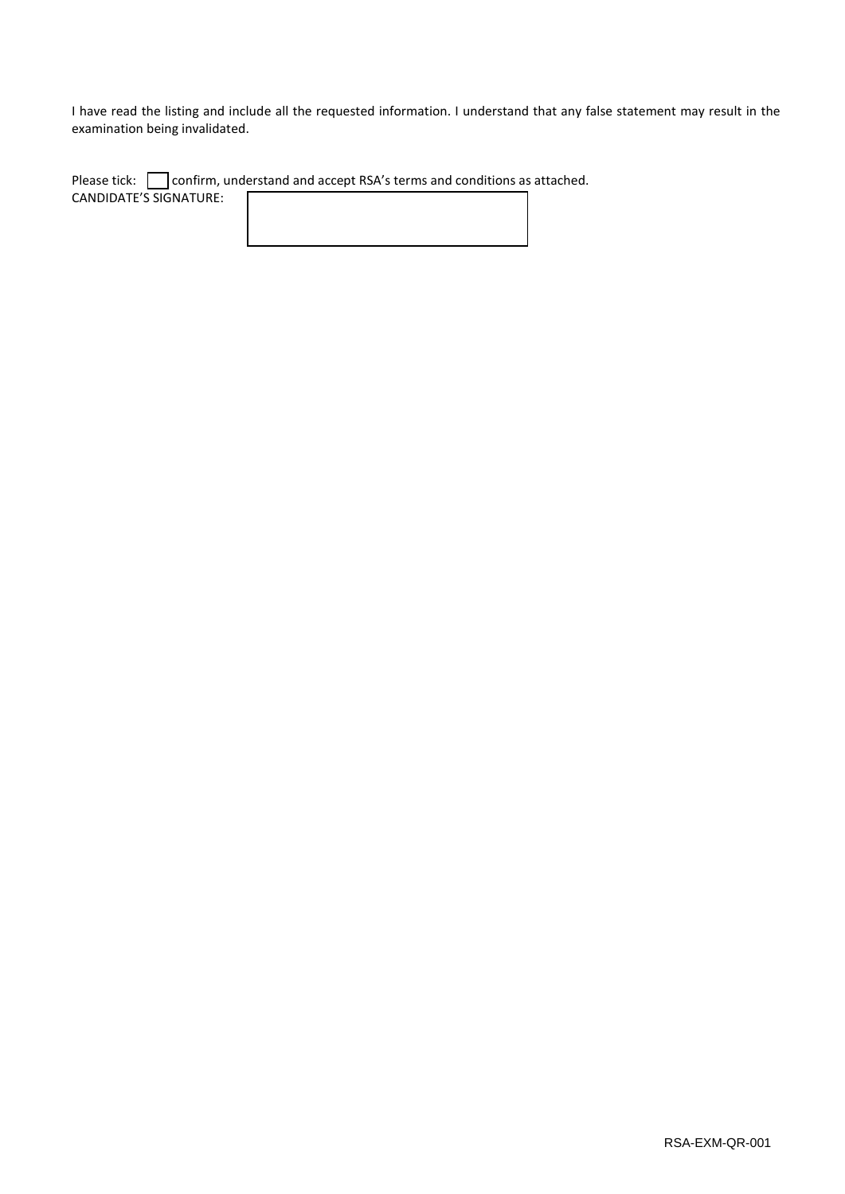I have read the listing and include all the requested information. I understand that any false statement may result in the examination being invalidated.

Please tick: ☐ confirm, understand and accept RSA's terms and conditions as attached.

CANDIDATE'S SIGNATURE:

| |
|---|
| |

RSA-EXM-QR-001